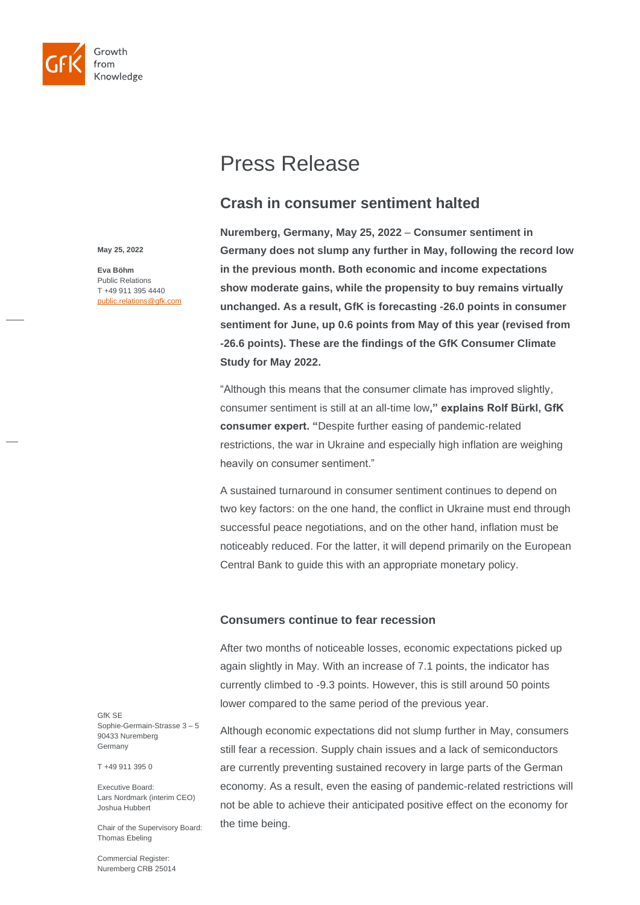# Press Release

## Crash in consumer sentiment halted

May 25, 2022

**Eva Böhm**
Public Relations
T +49 911 395 4440
public.relations@gfk.com

**Nuremberg, Germany, May 25, 2022** – **Consumer sentiment in Germany does not slump any further in May, following the record low in the previous month. Both economic and income expectations show moderate gains, while the propensity to buy remains virtually unchanged. As a result, GfK is forecasting -26.0 points in consumer sentiment for June, up 0.6 points from May of this year (revised from -26.6 points). These are the findings of the GfK Consumer Climate Study for May 2022.**

"Although this means that the consumer climate has improved slightly, consumer sentiment is still at an all-time low**," explains Rolf Bürkl, GfK consumer expert. "**Despite further easing of pandemic-related restrictions, the war in Ukraine and especially high inflation are weighing heavily on consumer sentiment."

A sustained turnaround in consumer sentiment continues to depend on two key factors: on the one hand, the conflict in Ukraine must end through successful peace negotiations, and on the other hand, inflation must be noticeably reduced. For the latter, it will depend primarily on the European Central Bank to guide this with an appropriate monetary policy.

### Consumers continue to fear recession

After two months of noticeable losses, economic expectations picked up again slightly in May. With an increase of 7.1 points, the indicator has currently climbed to -9.3 points. However, this is still around 50 points lower compared to the same period of the previous year.

Although economic expectations did not slump further in May, consumers still fear a recession. Supply chain issues and a lack of semiconductors are currently preventing sustained recovery in large parts of the German economy. As a result, even the easing of pandemic-related restrictions will not be able to achieve their anticipated positive effect on the economy for the time being.

GfK SE
Sophie-Germain-Strasse 3 – 5
90433 Nuremberg
Germany

T +49 911 395 0

Executive Board:
Lars Nordmark (interim CEO)
Joshua Hubbert

Chair of the Supervisory Board:
Thomas Ebeling

Commercial Register:
Nuremberg CRB 25014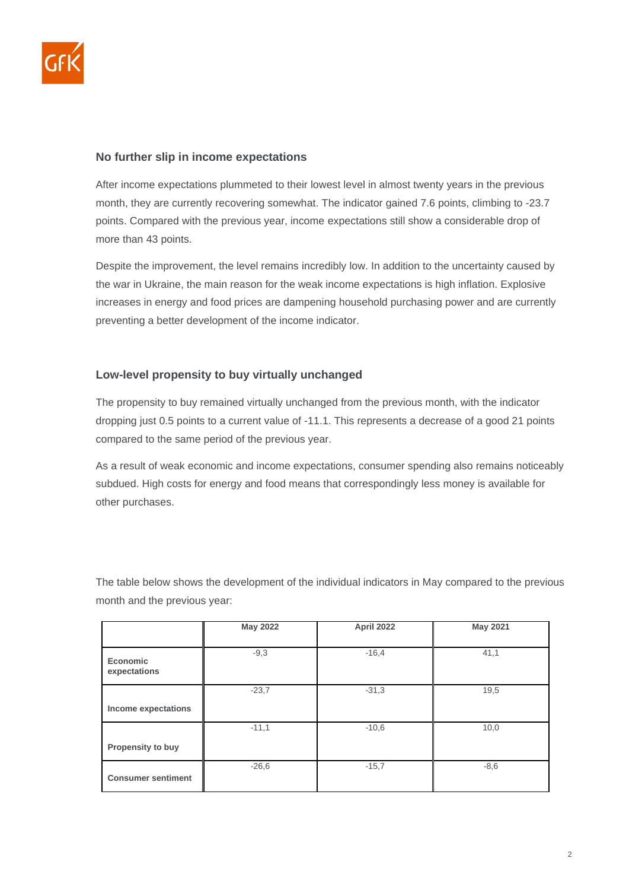## No further slip in income expectations

After income expectations plummeted to their lowest level in almost twenty years in the previous month, they are currently recovering somewhat. The indicator gained 7.6 points, climbing to -23.7 points. Compared with the previous year, income expectations still show a considerable drop of more than 43 points.

Despite the improvement, the level remains incredibly low. In addition to the uncertainty caused by the war in Ukraine, the main reason for the weak income expectations is high inflation. Explosive increases in energy and food prices are dampening household purchasing power and are currently preventing a better development of the income indicator.

## Low-level propensity to buy virtually unchanged

The propensity to buy remained virtually unchanged from the previous month, with the indicator dropping just 0.5 points to a current value of -11.1. This represents a decrease of a good 21 points compared to the same period of the previous year.

As a result of weak economic and income expectations, consumer spending also remains noticeably subdued. High costs for energy and food means that correspondingly less money is available for other purchases.

The table below shows the development of the individual indicators in May compared to the previous month and the previous year:

| | May 2022 | April 2022 | May 2021 |
|---|---|---|---|
| **Economic expectations** | -9,3 | -16,4 | 41,1 |
| **Income expectations** | -23,7 | -31,3 | 19,5 |
| **Propensity to buy** | -11,1 | -10,6 | 10,0 |
| **Consumer sentiment** | -26,6 | -15,7 | -8,6 |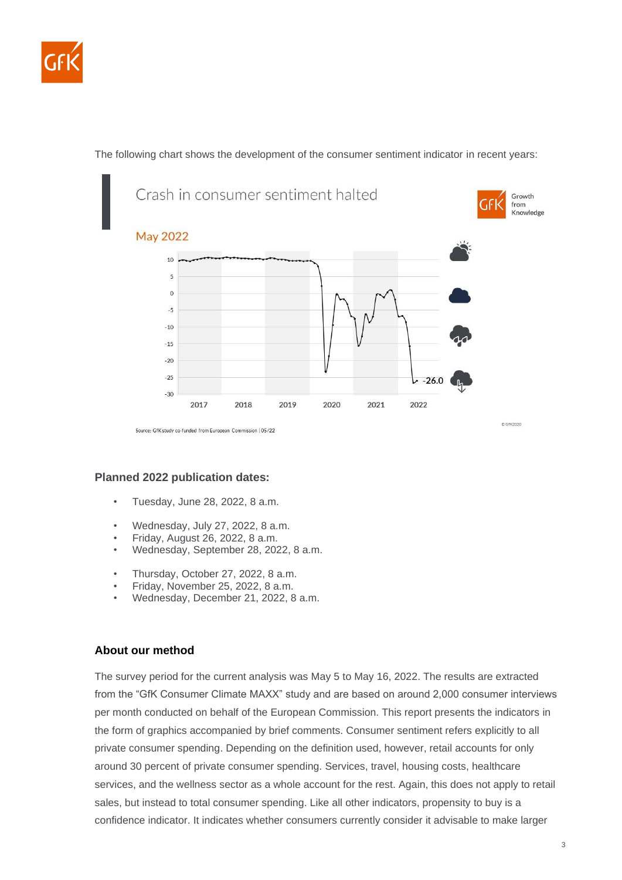The following chart shows the development of the consumer sentiment indicator in recent years:

Crash in consumer sentiment halted

May 2022

Source: GfK study co-funded from European Commission | 05/22

### Planned 2022 publication dates:

- Tuesday, June 28, 2022, 8 a.m.
- Wednesday, July 27, 2022, 8 a.m.
- Friday, August 26, 2022, 8 a.m.
- Wednesday, September 28, 2022, 8 a.m.
- Thursday, October 27, 2022, 8 a.m.
- Friday, November 25, 2022, 8 a.m.
- Wednesday, December 21, 2022, 8 a.m.

### About our method

The survey period for the current analysis was May 5 to May 16, 2022. The results are extracted from the "GfK Consumer Climate MAXX" study and are based on around 2,000 consumer interviews per month conducted on behalf of the European Commission. This report presents the indicators in the form of graphics accompanied by brief comments. Consumer sentiment refers explicitly to all private consumer spending. Depending on the definition used, however, retail accounts for only around 30 percent of private consumer spending. Services, travel, housing costs, healthcare services, and the wellness sector as a whole account for the rest. Again, this does not apply to retail sales, but instead to total consumer spending. Like all other indicators, propensity to buy is a confidence indicator. It indicates whether consumers currently consider it advisable to make larger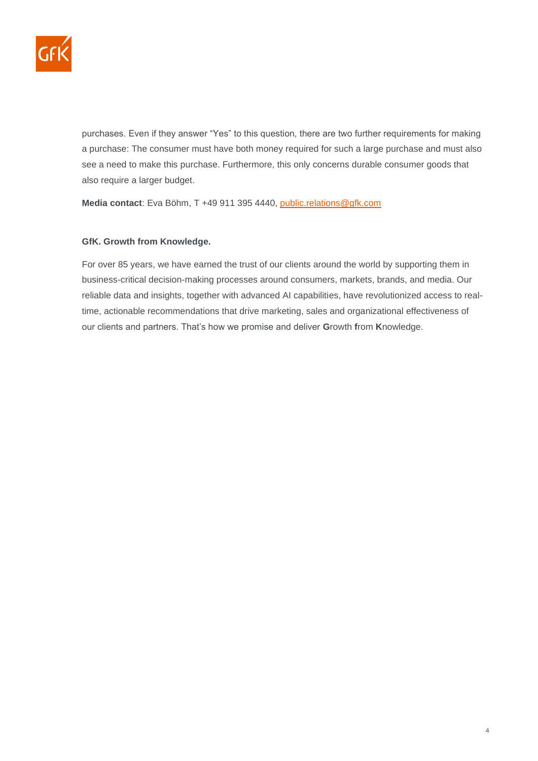purchases. Even if they answer "Yes" to this question, there are two further requirements for making a purchase: The consumer must have both money required for such a large purchase and must also see a need to make this purchase. Furthermore, this only concerns durable consumer goods that also require a larger budget.

**Media contact**: Eva Böhm, T +49 911 395 4440, public.relations@gfk.com

**GfK. Growth from Knowledge.**

For over 85 years, we have earned the trust of our clients around the world by supporting them in business-critical decision-making processes around consumers, markets, brands, and media. Our reliable data and insights, together with advanced AI capabilities, have revolutionized access to real-time, actionable recommendations that drive marketing, sales and organizational effectiveness of our clients and partners. That's how we promise and deliver **G**rowth **f**rom **K**nowledge.